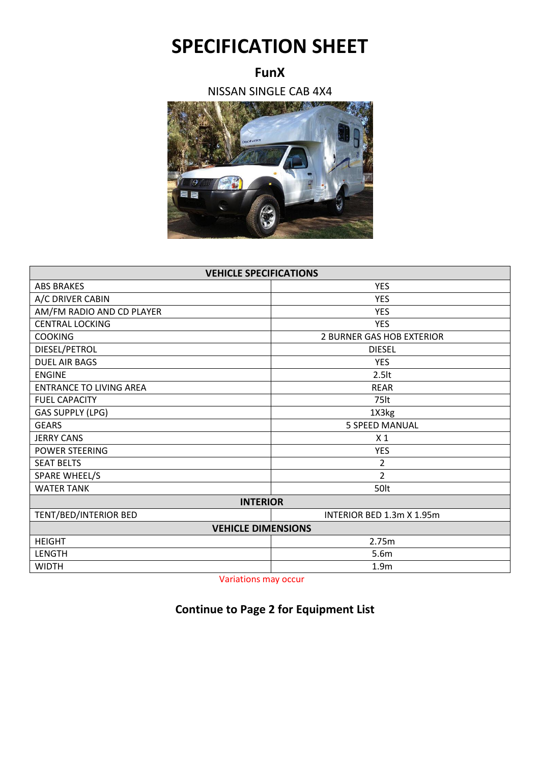# SPECIFICATION SHEET

## FunX

NISSAN SINGLE CAB 4X4

| VEHICLE SPECIFICATIONS | |
|---|---|
| ABS BRAKES | YES |
| A/C DRIVER CABIN | YES |
| AM/FM RADIO AND CD PLAYER | YES |
| CENTRAL LOCKING | YES |
| COOKING | 2 BURNER GAS HOB EXTERIOR |
| DIESEL/PETROL | DIESEL |
| DUEL AIR BAGS | YES |
| ENGINE | 2.5lt |
| ENTRANCE TO LIVING AREA | REAR |
| FUEL CAPACITY | 75lt |
| GAS SUPPLY (LPG) | 1X3kg |
| GEARS | 5 SPEED MANUAL |
| JERRY CANS | X 1 |
| POWER STEERING | YES |
| SEAT BELTS | 2 |
| SPARE WHEEL/S | 2 |
| WATER TANK | 50lt |
| **INTERIOR** | |
| TENT/BED/INTERIOR BED | INTERIOR BED 1.3m X 1.95m |
| **VEHICLE DIMENSIONS** | |
| HEIGHT | 2.75m |
| LENGTH | 5.6m |
| WIDTH | 1.9m |

Variations may occur

**Continue to Page 2 for Equipment List**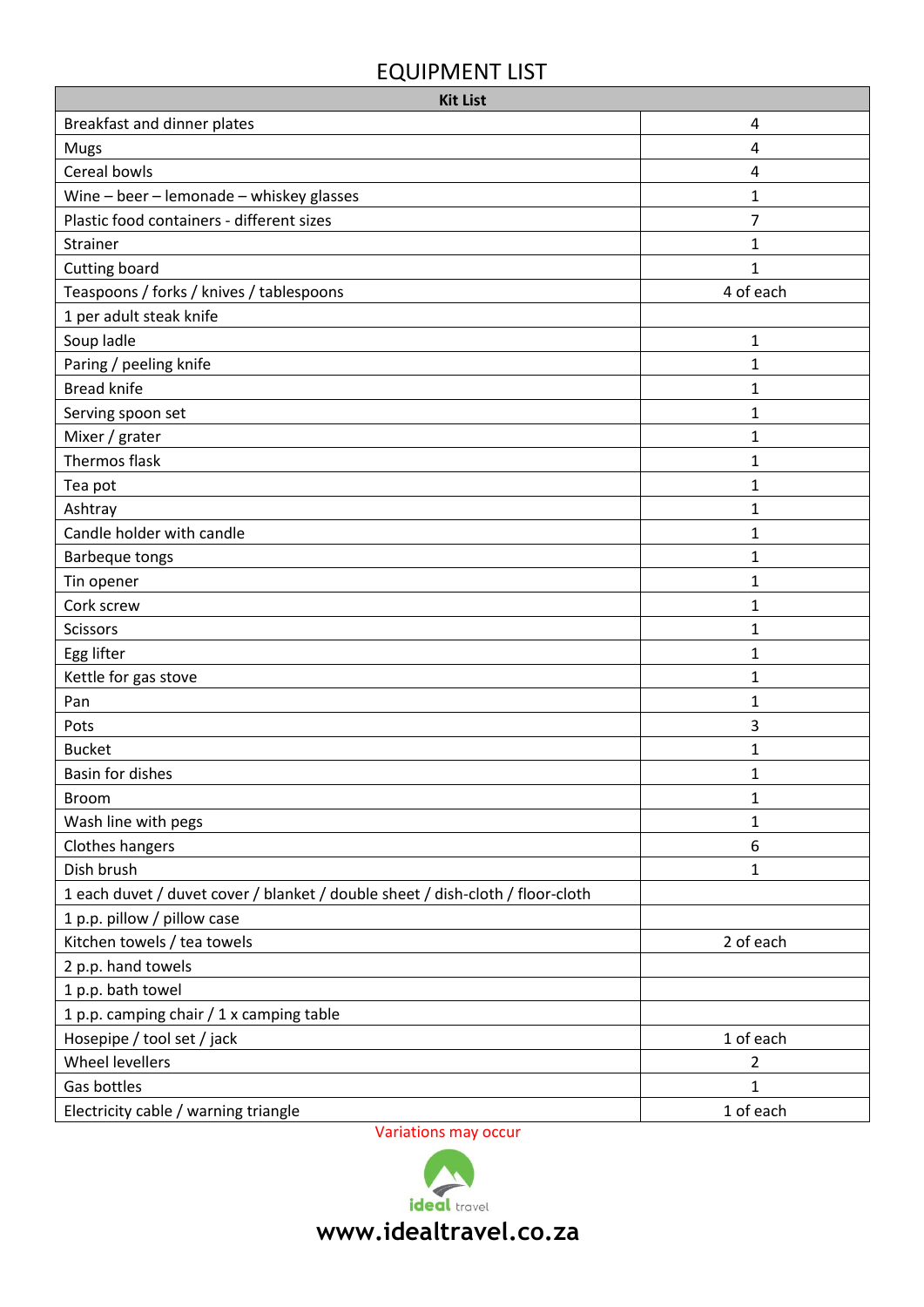# EQUIPMENT LIST

| Kit List | |
|---|---|
| Breakfast and dinner plates | 4 |
| Mugs | 4 |
| Cereal bowls | 4 |
| Wine – beer – lemonade – whiskey glasses | 1 |
| Plastic food containers - different sizes | 7 |
| Strainer | 1 |
| Cutting board | 1 |
| Teaspoons / forks / knives / tablespoons | 4 of each |
| 1 per adult steak knife | |
| Soup ladle | 1 |
| Paring / peeling knife | 1 |
| Bread knife | 1 |
| Serving spoon set | 1 |
| Mixer / grater | 1 |
| Thermos flask | 1 |
| Tea pot | 1 |
| Ashtray | 1 |
| Candle holder with candle | 1 |
| Barbeque tongs | 1 |
| Tin opener | 1 |
| Cork screw | 1 |
| Scissors | 1 |
| Egg lifter | 1 |
| Kettle for gas stove | 1 |
| Pan | 1 |
| Pots | 3 |
| Bucket | 1 |
| Basin for dishes | 1 |
| Broom | 1 |
| Wash line with pegs | 1 |
| Clothes hangers | 6 |
| Dish brush | 1 |
| 1 each duvet / duvet cover / blanket / double sheet / dish-cloth / floor-cloth | |
| 1 p.p. pillow / pillow case | |
| Kitchen towels / tea towels | 2 of each |
| 2 p.p. hand towels | |
| 1 p.p. bath towel | |
| 1 p.p. camping chair / 1 x camping table | |
| Hosepipe / tool set / jack | 1 of each |
| Wheel levellers | 2 |
| Gas bottles | 1 |
| Electricity cable / warning triangle | 1 of each |

Variations may occur

ideal travel

www.idealtravel.co.za